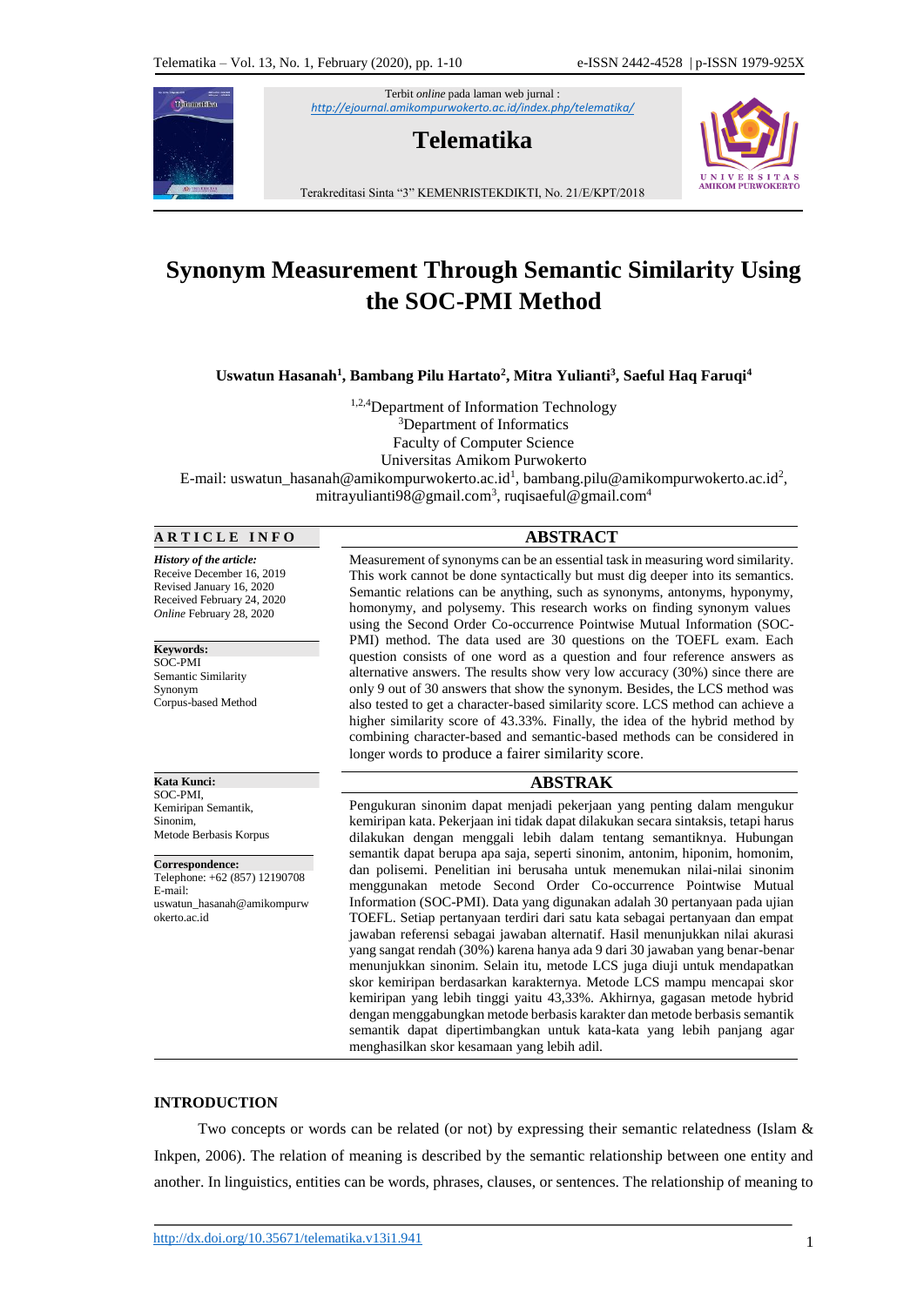Terbit *online* pada laman web jurnal : http://ejournal.amikompurwokerto.ac.id/index.php/telematika/

**Telematika**

Terakreditasi Sinta "3" KEMENRISTEKDIKTI, No. 21/E/KPT/2018

# Synonym Measurement Through Semantic Similarity Using the SOC-PMI Method

**Uswatun Hasanah[1], Bambang Pilu Hartato[2], Mitra Yulianti[3], Saeful Haq Faruqi[4]**

[1,2,4]Department of Information Technology
[3]Department of Informatics
Faculty of Computer Science
Universitas Amikom Purwokerto
E-mail: uswatun_hasanah@amikompurwokerto.ac.id[1], bambang.pilu@amikompurwokerto.ac.id[2], mitrayulianti98@gmail.com[3], ruqisaeful@gmail.com[4]

## ARTICLE INFO

***History of the article:***
Receive December 16, 2019
Revised January 16, 2020
Received February 24, 2020
*Online* February 28, 2020

**Keywords:**
SOC-PMI
Semantic Similarity
Synonym
Corpus-based Method

**Kata Kunci:**
SOC-PMI,
Kemiripan Semantik,
Sinonim,
Metode Berbasis Korpus

**Correspondence:**
Telephone: +62 (857) 12190708
E-mail:
uswatun_hasanah@amikompurwokerto.ac.id

## ABSTRACT

Measurement of synonyms can be an essential task in measuring word similarity. This work cannot be done syntactically but must dig deeper into its semantics. Semantic relations can be anything, such as synonyms, antonyms, hyponymy, homonymy, and polysemy. This research works on finding synonym values using the Second Order Co-occurrence Pointwise Mutual Information (SOC-PMI) method. The data used are 30 questions on the TOEFL exam. Each question consists of one word as a question and four reference answers as alternative answers. The results show very low accuracy (30%) since there are only 9 out of 30 answers that show the synonym. Besides, the LCS method was also tested to get a character-based similarity score. LCS method can achieve a higher similarity score of 43.33%. Finally, the idea of the hybrid method by combining character-based and semantic-based methods can be considered in longer words to produce a fairer similarity score.

## ABSTRAK

Pengukuran sinonim dapat menjadi pekerjaan yang penting dalam mengukur kemiripan kata. Pekerjaan ini tidak dapat dilakukan secara sintaksis, tetapi harus dilakukan dengan menggali lebih dalam tentang semantiknya. Hubungan semantik dapat berupa apa saja, seperti sinonim, antonim, hiponim, homonim, dan polisemi. Penelitian ini berusaha untuk menemukan nilai-nilai sinonim menggunakan metode Second Order Co-occurrence Pointwise Mutual Information (SOC-PMI). Data yang digunakan adalah 30 pertanyaan pada ujian TOEFL. Setiap pertanyaan terdiri dari satu kata sebagai pertanyaan dan empat jawaban referensi sebagai jawaban alternatif. Hasil menunjukkan nilai akurasi yang sangat rendah (30%) karena hanya ada 9 dari 30 jawaban yang benar-benar menunjukkan sinonim. Selain itu, metode LCS juga diuji untuk mendapatkan skor kemiripan berdasarkan karakternya. Metode LCS mampu mencapai skor kemiripan yang lebih tinggi yaitu 43,33%. Akhirnya, gagasan metode hybrid dengan menggabungkan metode berbasis karakter dan metode berbasis semantik semantik dapat dipertimbangkan untuk kata-kata yang lebih panjang agar menghasilkan skor kesamaan yang lebih adil.

## INTRODUCTION

Two concepts or words can be related (or not) by expressing their semantic relatedness (Islam & Inkpen, 2006). The relation of meaning is described by the semantic relationship between one entity and another. In linguistics, entities can be words, phrases, clauses, or sentences. The relationship of meaning to

http://dx.doi.org/10.35671/telematika.v13i1.941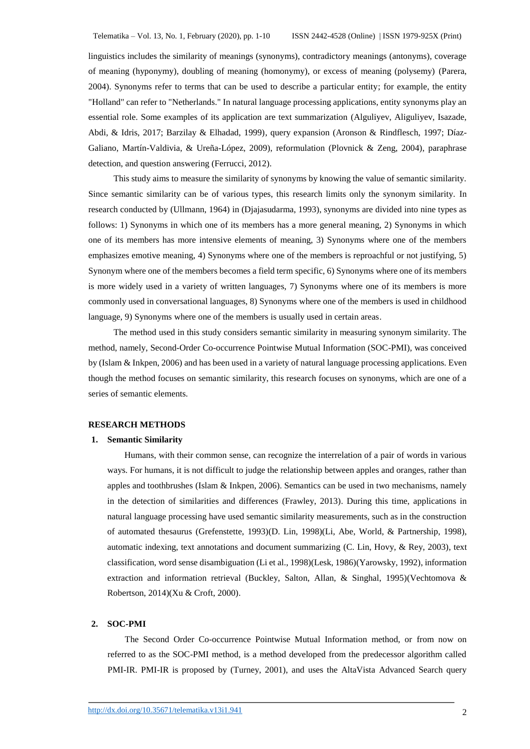linguistics includes the similarity of meanings (synonyms), contradictory meanings (antonyms), coverage of meaning (hyponymy), doubling of meaning (homonymy), or excess of meaning (polysemy) (Parera, 2004). Synonyms refer to terms that can be used to describe a particular entity; for example, the entity "Holland" can refer to "Netherlands." In natural language processing applications, entity synonyms play an essential role. Some examples of its application are text summarization (Alguliyev, Aliguliyev, Isazade, Abdi, & Idris, 2017; Barzilay & Elhadad, 1999), query expansion (Aronson & Rindflesch, 1997; Díaz-Galiano, Martín-Valdivia, & Ureña-López, 2009), reformulation (Plovnick & Zeng, 2004), paraphrase detection, and question answering (Ferrucci, 2012).

This study aims to measure the similarity of synonyms by knowing the value of semantic similarity. Since semantic similarity can be of various types, this research limits only the synonym similarity. In research conducted by (Ullmann, 1964) in (Djajasudarma, 1993), synonyms are divided into nine types as follows: 1) Synonyms in which one of its members has a more general meaning, 2) Synonyms in which one of its members has more intensive elements of meaning, 3) Synonyms where one of the members emphasizes emotive meaning, 4) Synonyms where one of the members is reproachful or not justifying, 5) Synonym where one of the members becomes a field term specific, 6) Synonyms where one of its members is more widely used in a variety of written languages, 7) Synonyms where one of its members is more commonly used in conversational languages, 8) Synonyms where one of the members is used in childhood language, 9) Synonyms where one of the members is usually used in certain areas.

The method used in this study considers semantic similarity in measuring synonym similarity. The method, namely, Second-Order Co-occurrence Pointwise Mutual Information (SOC-PMI), was conceived by (Islam & Inkpen, 2006) and has been used in a variety of natural language processing applications. Even though the method focuses on semantic similarity, this research focuses on synonyms, which are one of a series of semantic elements.

## RESEARCH METHODS

### 1. Semantic Similarity

Humans, with their common sense, can recognize the interrelation of a pair of words in various ways. For humans, it is not difficult to judge the relationship between apples and oranges, rather than apples and toothbrushes (Islam & Inkpen, 2006). Semantics can be used in two mechanisms, namely in the detection of similarities and differences (Frawley, 2013). During this time, applications in natural language processing have used semantic similarity measurements, such as in the construction of automated thesaurus (Grefenstette, 1993)(D. Lin, 1998)(Li, Abe, World, & Partnership, 1998), automatic indexing, text annotations and document summarizing (C. Lin, Hovy, & Rey, 2003), text classification, word sense disambiguation (Li et al., 1998)(Lesk, 1986)(Yarowsky, 1992), information extraction and information retrieval (Buckley, Salton, Allan, & Singhal, 1995)(Vechtomova & Robertson, 2014)(Xu & Croft, 2000).

### 2. SOC-PMI

The Second Order Co-occurrence Pointwise Mutual Information method, or from now on referred to as the SOC-PMI method, is a method developed from the predecessor algorithm called PMI-IR. PMI-IR is proposed by (Turney, 2001), and uses the AltaVista Advanced Search query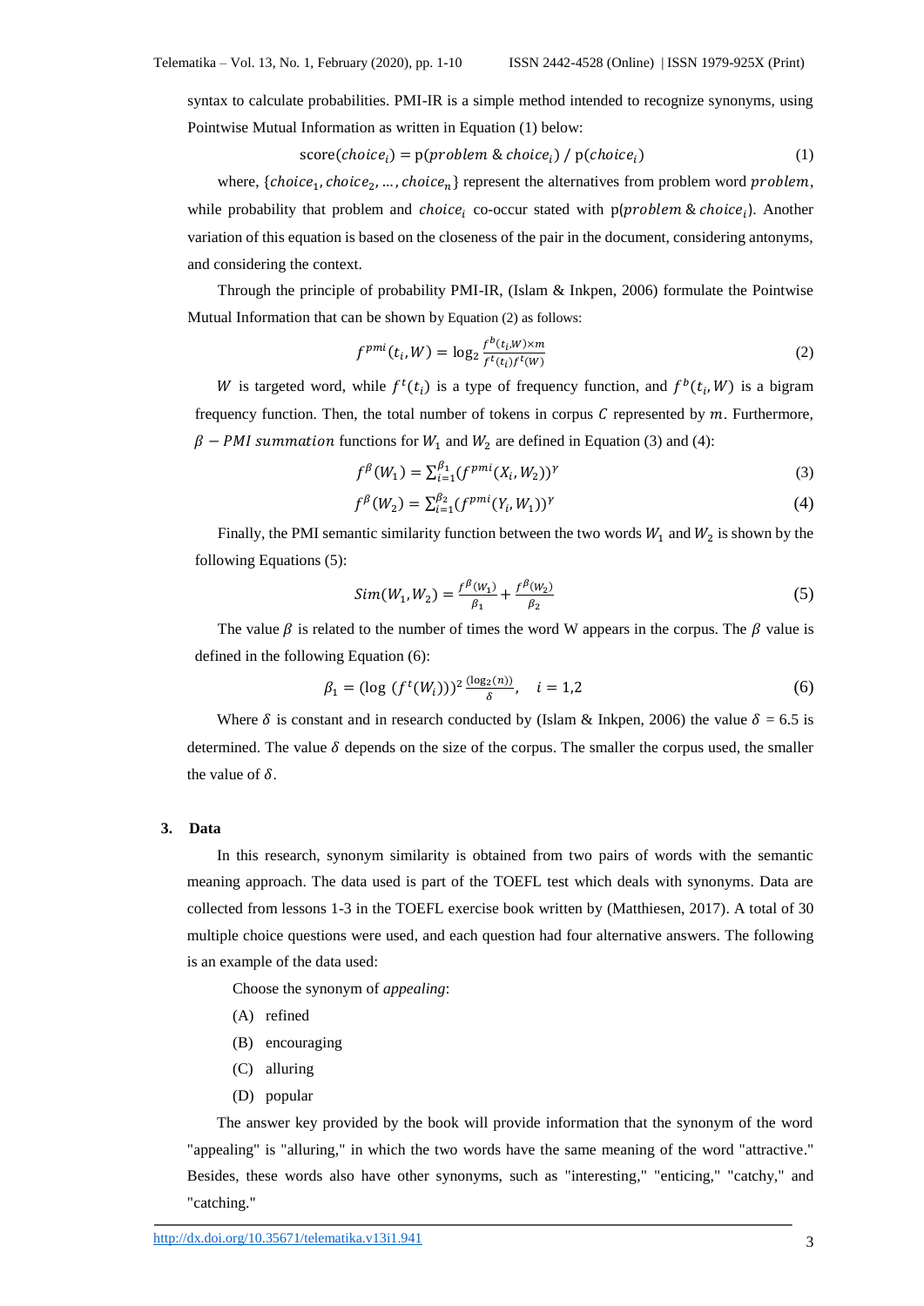syntax to calculate probabilities. PMI-IR is a simple method intended to recognize synonyms, using Pointwise Mutual Information as written in Equation (1) below:

$$\text{score}(choice_i) = \text{p}(problem \,\&\, choice_i) \,/\, \text{p}(choice_i) \tag{1}$$

where, $\{choice_1, choice_2, \ldots, choice_n\}$ represent the alternatives from problem word $problem$, while probability that problem and $choice_i$ co-occur stated with $\text{p}(problem \,\&\, choice_i)$. Another variation of this equation is based on the closeness of the pair in the document, considering antonyms, and considering the context.

Through the principle of probability PMI-IR, (Islam & Inkpen, 2006) formulate the Pointwise Mutual Information that can be shown by Equation (2) as follows:

$$f^{pmi}(t_i, W) = \log_2 \frac{f^b(t_i, W) \times m}{f^t(t_i) f^t(W)} \tag{2}$$

$W$ is targeted word, while $f^t(t_i)$ is a type of frequency function, and $f^b(t_i, W)$ is a bigram frequency function. Then, the total number of tokens in corpus $C$ represented by $m$. Furthermore, $\beta - PMI\ summation$ functions for $W_1$ and $W_2$ are defined in Equation (3) and (4):

$$f^{\beta}(W_1) = \sum_{i=1}^{\beta_1} (f^{pmi}(X_i, W_2))^{\gamma} \tag{3}$$

$$f^{\beta}(W_2) = \sum_{i=1}^{\beta_2} (f^{pmi}(Y_i, W_1))^{\gamma} \tag{4}$$

Finally, the PMI semantic similarity function between the two words $W_1$ and $W_2$ is shown by the following Equations (5):

$$Sim(W_1, W_2) = \frac{f^{\beta}(W_1)}{\beta_1} + \frac{f^{\beta}(W_2)}{\beta_2} \tag{5}$$

The value $\beta$ is related to the number of times the word W appears in the corpus. The $\beta$ value is defined in the following Equation (6):

$$\beta_1 = (\log\,(f^t(W_i)))^2 \, \frac{(\log_2(n))}{\delta}, \quad i = 1{,}2 \tag{6}$$

Where $\delta$ is constant and in research conducted by (Islam & Inkpen, 2006) the value $\delta$ = 6.5 is determined. The value $\delta$ depends on the size of the corpus. The smaller the corpus used, the smaller the value of $\delta$.

## 3. Data

In this research, synonym similarity is obtained from two pairs of words with the semantic meaning approach. The data used is part of the TOEFL test which deals with synonyms. Data are collected from lessons 1-3 in the TOEFL exercise book written by (Matthiesen, 2017). A total of 30 multiple choice questions were used, and each question had four alternative answers. The following is an example of the data used:

Choose the synonym of *appealing*:

(A) refined

(B) encouraging

(C) alluring

(D) popular

The answer key provided by the book will provide information that the synonym of the word "appealing" is "alluring," in which the two words have the same meaning of the word "attractive." Besides, these words also have other synonyms, such as "interesting," "enticing," "catchy," and "catching."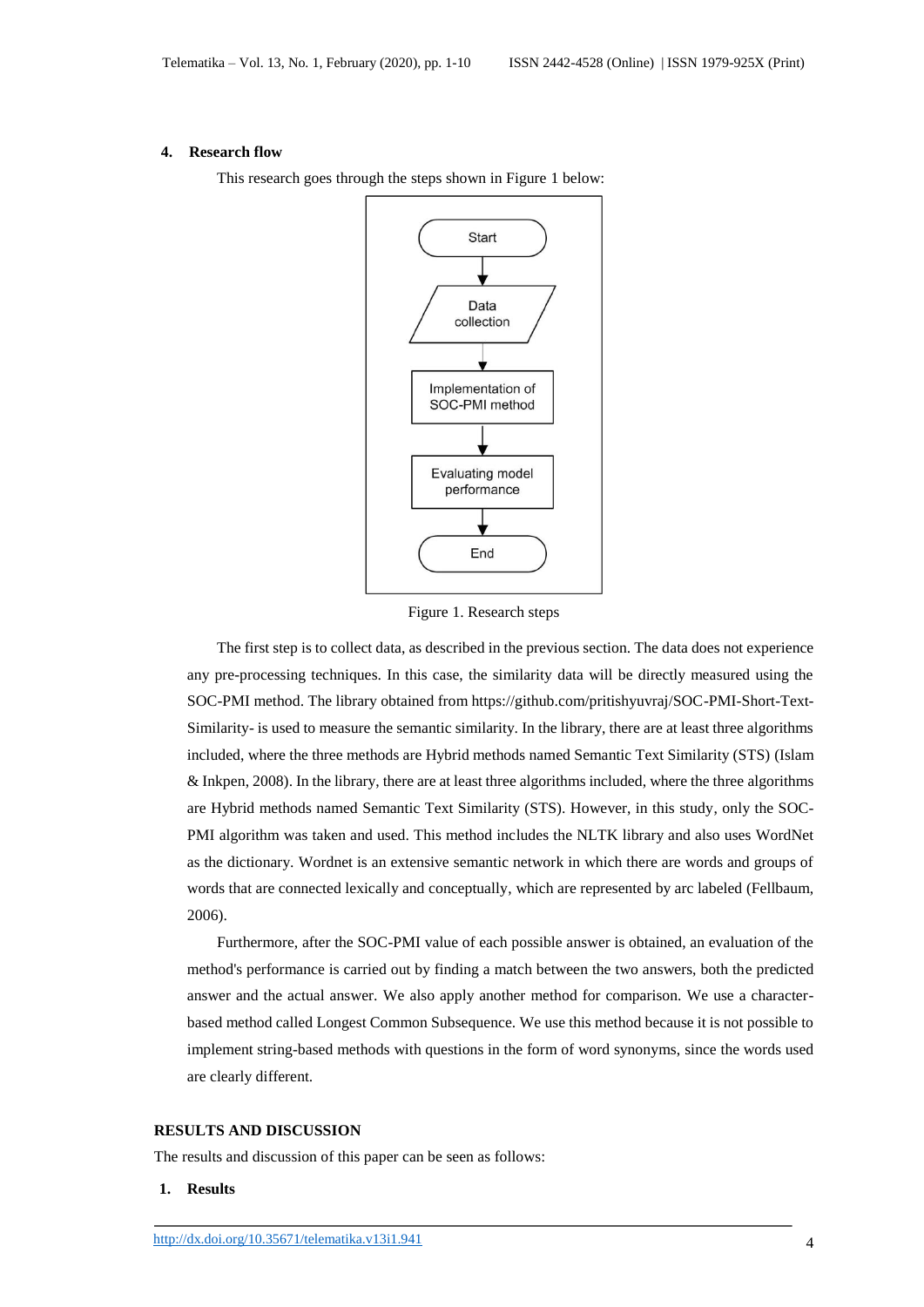## 4. Research flow

This research goes through the steps shown in Figure 1 below:

Figure 1. Research steps

The first step is to collect data, as described in the previous section. The data does not experience any pre-processing techniques. In this case, the similarity data will be directly measured using the SOC-PMI method. The library obtained from https://github.com/pritishyuvraj/SOC-PMI-Short-Text-Similarity- is used to measure the semantic similarity. In the library, there are at least three algorithms included, where the three methods are Hybrid methods named Semantic Text Similarity (STS) (Islam & Inkpen, 2008). In the library, there are at least three algorithms included, where the three algorithms are Hybrid methods named Semantic Text Similarity (STS). However, in this study, only the SOC-PMI algorithm was taken and used. This method includes the NLTK library and also uses WordNet as the dictionary. Wordnet is an extensive semantic network in which there are words and groups of words that are connected lexically and conceptually, which are represented by arc labeled (Fellbaum, 2006).

Furthermore, after the SOC-PMI value of each possible answer is obtained, an evaluation of the method's performance is carried out by finding a match between the two answers, both the predicted answer and the actual answer. We also apply another method for comparison. We use a character-based method called Longest Common Subsequence. We use this method because it is not possible to implement string-based methods with questions in the form of word synonyms, since the words used are clearly different.

# RESULTS AND DISCUSSION

The results and discussion of this paper can be seen as follows:

## 1. Results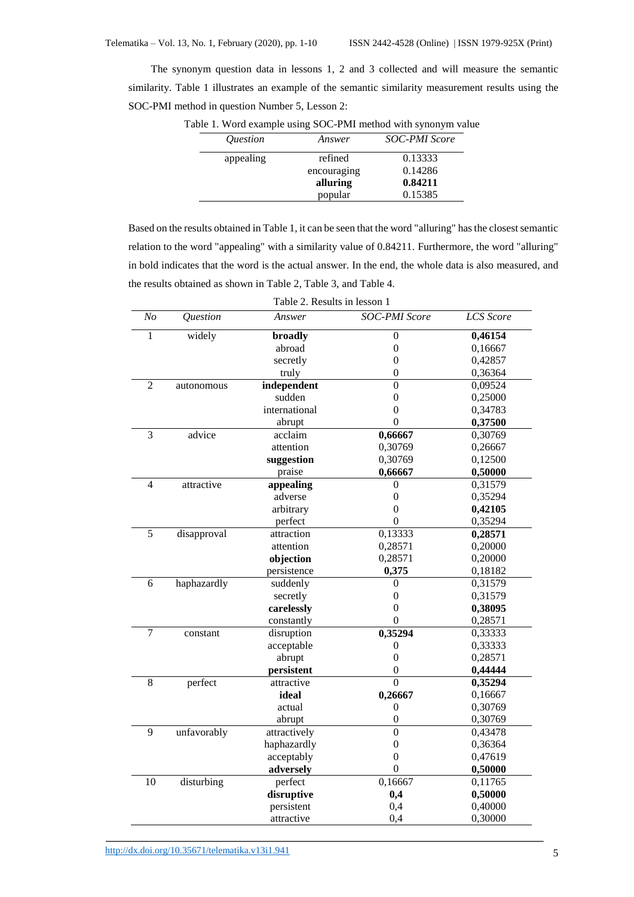The synonym question data in lessons 1, 2 and 3 collected and will measure the semantic similarity. Table 1 illustrates an example of the semantic similarity measurement results using the SOC-PMI method in question Number 5, Lesson 2:

Table 1. Word example using SOC-PMI method with synonym value

| *Question* | *Answer* | *SOC-PMI Score* |
|---|---|---|
| appealing | refined | 0.13333 |
| | encouraging | 0.14286 |
| | **alluring** | **0.84211** |
| | popular | 0.15385 |

Based on the results obtained in Table 1, it can be seen that the word "alluring" has the closest semantic relation to the word "appealing" with a similarity value of 0.84211. Furthermore, the word "alluring" in bold indicates that the word is the actual answer. In the end, the whole data is also measured, and the results obtained as shown in Table 2, Table 3, and Table 4.

Table 2. Results in lesson 1

| *No* | *Question* | *Answer* | *SOC-PMI Score* | *LCS Score* |
|---|---|---|---|---|
| 1 | widely | **broadly** | 0 | **0,46154** |
| | | abroad | 0 | 0,16667 |
| | | secretly | 0 | 0,42857 |
| | | truly | 0 | 0,36364 |
| 2 | autonomous | **independent** | 0 | 0,09524 |
| | | sudden | 0 | 0,25000 |
| | | international | 0 | 0,34783 |
| | | abrupt | 0 | **0,37500** |
| 3 | advice | acclaim | **0,66667** | 0,30769 |
| | | attention | 0,30769 | 0,26667 |
| | | **suggestion** | 0,30769 | 0,12500 |
| | | praise | **0,66667** | **0,50000** |
| 4 | attractive | **appealing** | 0 | 0,31579 |
| | | adverse | 0 | 0,35294 |
| | | arbitrary | 0 | **0,42105** |
| | | perfect | 0 | 0,35294 |
| 5 | disapproval | attraction | 0,13333 | **0,28571** |
| | | attention | 0,28571 | 0,20000 |
| | | **objection** | 0,28571 | 0,20000 |
| | | persistence | **0,375** | 0,18182 |
| 6 | haphazardly | suddenly | 0 | 0,31579 |
| | | secretly | 0 | 0,31579 |
| | | **carelessly** | 0 | **0,38095** |
| | | constantly | 0 | 0,28571 |
| 7 | constant | disruption | **0,35294** | 0,33333 |
| | | acceptable | 0 | 0,33333 |
| | | abrupt | 0 | 0,28571 |
| | | **persistent** | 0 | **0,44444** |
| 8 | perfect | attractive | 0 | **0,35294** |
| | | **ideal** | **0,26667** | 0,16667 |
| | | actual | 0 | 0,30769 |
| | | abrupt | 0 | 0,30769 |
| 9 | unfavorably | attractively | 0 | 0,43478 |
| | | haphazardly | 0 | 0,36364 |
| | | acceptably | 0 | 0,47619 |
| | | **adversely** | 0 | **0,50000** |
| 10 | disturbing | perfect | 0,16667 | 0,11765 |
| | | **disruptive** | **0,4** | **0,50000** |
| | | persistent | 0,4 | 0,40000 |
| | | attractive | 0,4 | 0,30000 |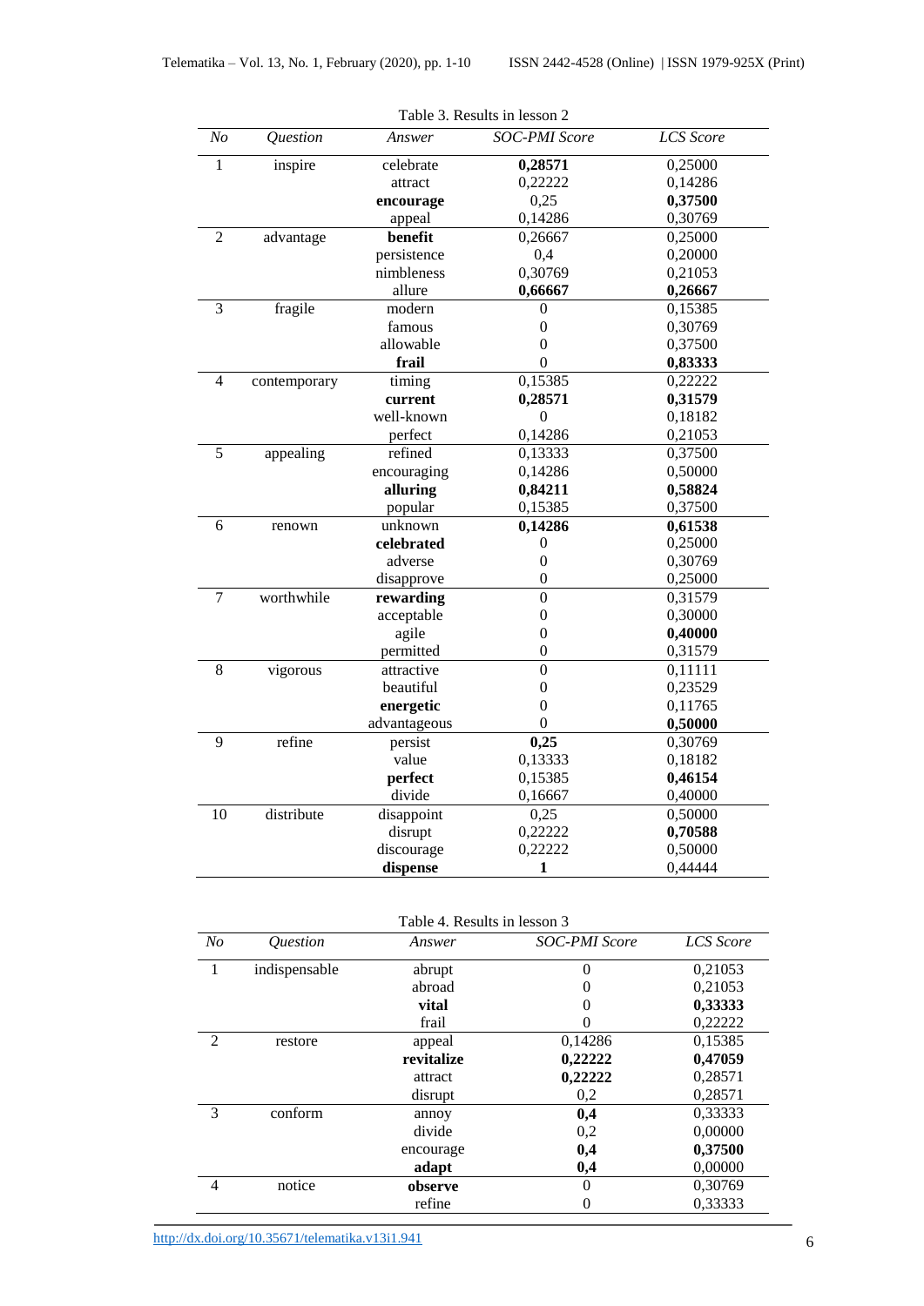Table 3. Results in lesson 2

| *No* | *Question* | *Answer* | *SOC-PMI Score* | *LCS Score* |
|---|---|---|---|---|
| 1 | inspire | celebrate | **0,28571** | 0,25000 |
| | | attract | 0,22222 | 0,14286 |
| | | **encourage** | 0,25 | **0,37500** |
| | | appeal | 0,14286 | 0,30769 |
| 2 | advantage | **benefit** | 0,26667 | 0,25000 |
| | | persistence | 0,4 | 0,20000 |
| | | nimbleness | 0,30769 | 0,21053 |
| | | allure | **0,66667** | **0,26667** |
| 3 | fragile | modern | 0 | 0,15385 |
| | | famous | 0 | 0,30769 |
| | | allowable | 0 | 0,37500 |
| | | **frail** | 0 | **0,83333** |
| 4 | contemporary | timing | 0,15385 | 0,22222 |
| | | **current** | **0,28571** | **0,31579** |
| | | well-known | 0 | 0,18182 |
| | | perfect | 0,14286 | 0,21053 |
| 5 | appealing | refined | 0,13333 | 0,37500 |
| | | encouraging | 0,14286 | 0,50000 |
| | | **alluring** | **0,84211** | **0,58824** |
| | | popular | 0,15385 | 0,37500 |
| 6 | renown | unknown | **0,14286** | **0,61538** |
| | | **celebrated** | 0 | 0,25000 |
| | | adverse | 0 | 0,30769 |
| | | disapprove | 0 | 0,25000 |
| 7 | worthwhile | **rewarding** | 0 | 0,31579 |
| | | acceptable | 0 | 0,30000 |
| | | agile | 0 | **0,40000** |
| | | permitted | 0 | 0,31579 |
| 8 | vigorous | attractive | 0 | 0,11111 |
| | | beautiful | 0 | 0,23529 |
| | | **energetic** | 0 | 0,11765 |
| | | advantageous | 0 | **0,50000** |
| 9 | refine | persist | **0,25** | 0,30769 |
| | | value | 0,13333 | 0,18182 |
| | | **perfect** | 0,15385 | **0,46154** |
| | | divide | 0,16667 | 0,40000 |
| 10 | distribute | disappoint | 0,25 | 0,50000 |
| | | disrupt | 0,22222 | **0,70588** |
| | | discourage | 0,22222 | 0,50000 |
| | | **dispense** | **1** | 0,44444 |

Table 4. Results in lesson 3

| *No* | *Question* | *Answer* | *SOC-PMI Score* | *LCS Score* |
|---|---|---|---|---|
| 1 | indispensable | abrupt | 0 | 0,21053 |
| | | abroad | 0 | 0,21053 |
| | | **vital** | 0 | **0,33333** |
| | | frail | 0 | 0,22222 |
| 2 | restore | appeal | 0,14286 | 0,15385 |
| | | **revitalize** | **0,22222** | **0,47059** |
| | | attract | **0,22222** | 0,28571 |
| | | disrupt | 0,2 | 0,28571 |
| 3 | conform | annoy | **0,4** | 0,33333 |
| | | divide | 0,2 | 0,00000 |
| | | encourage | **0,4** | **0,37500** |
| | | **adapt** | **0,4** | 0,00000 |
| 4 | notice | **observe** | 0 | 0,30769 |
| | | refine | 0 | 0,33333 |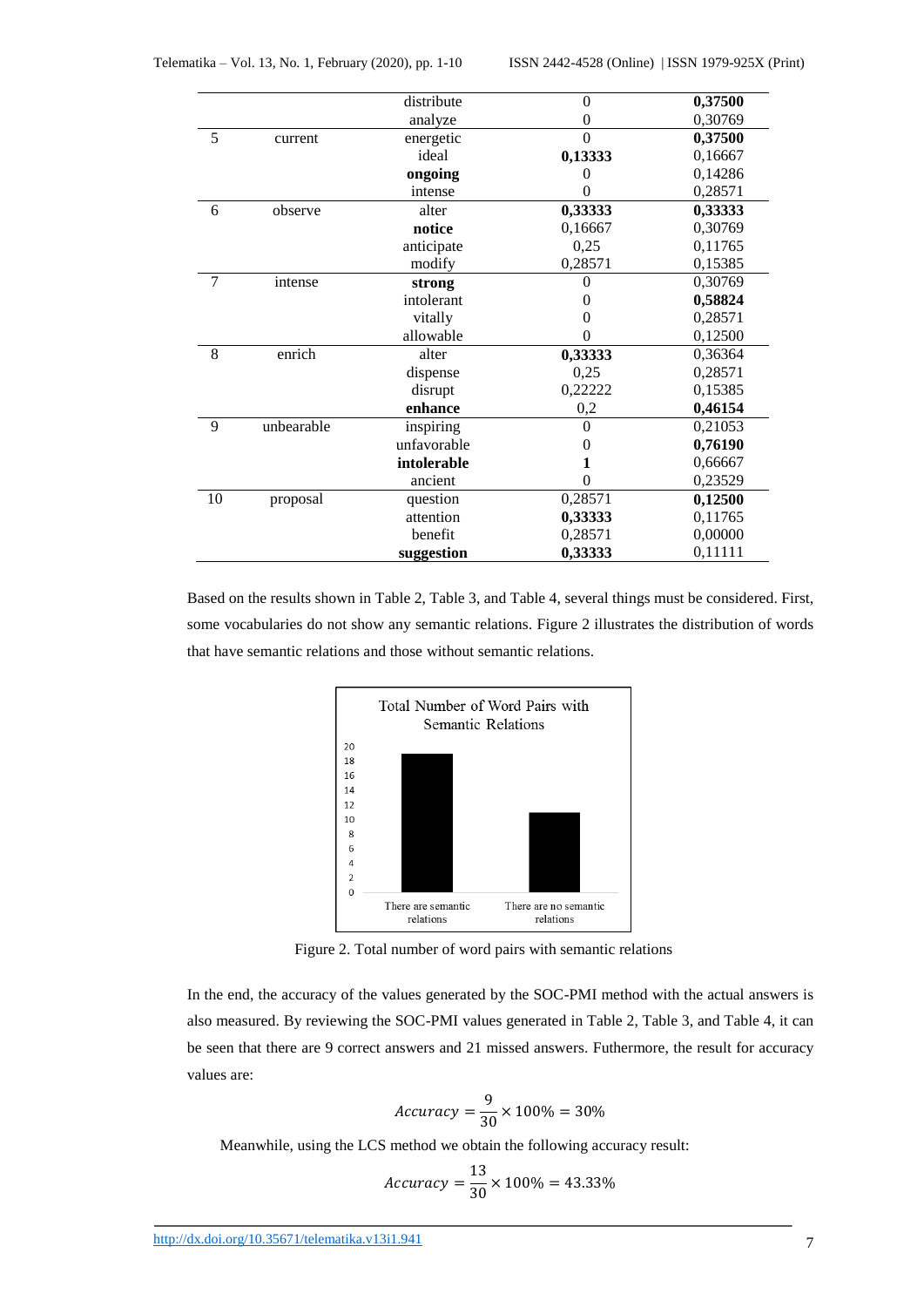|  |  | distribute | 0 | **0,37500** |
|---|---|---|---|---|
|  |  | analyze | 0 | 0,30769 |
| 5 | current | energetic | 0 | **0,37500** |
|  |  | ideal | **0,13333** | 0,16667 |
|  |  | **ongoing** | 0 | 0,14286 |
|  |  | intense | 0 | 0,28571 |
| 6 | observe | alter | **0,33333** | **0,33333** |
|  |  | **notice** | 0,16667 | 0,30769 |
|  |  | anticipate | 0,25 | 0,11765 |
|  |  | modify | 0,28571 | 0,15385 |
| 7 | intense | **strong** | 0 | 0,30769 |
|  |  | intolerant | 0 | **0,58824** |
|  |  | vitally | 0 | 0,28571 |
|  |  | allowable | 0 | 0,12500 |
| 8 | enrich | alter | **0,33333** | 0,36364 |
|  |  | dispense | 0,25 | 0,28571 |
|  |  | disrupt | 0,22222 | 0,15385 |
|  |  | **enhance** | 0,2 | **0,46154** |
| 9 | unbearable | inspiring | 0 | 0,21053 |
|  |  | unfavorable | 0 | **0,76190** |
|  |  | **intolerable** | **1** | 0,66667 |
|  |  | ancient | 0 | 0,23529 |
| 10 | proposal | question | 0,28571 | **0,12500** |
|  |  | attention | **0,33333** | 0,11765 |
|  |  | benefit | 0,28571 | 0,00000 |
|  |  | **suggestion** | **0,33333** | 0,11111 |

Based on the results shown in Table 2, Table 3, and Table 4, several things must be considered. First, some vocabularies do not show any semantic relations. Figure 2 illustrates the distribution of words that have semantic relations and those without semantic relations.

Figure 2. Total number of word pairs with semantic relations

In the end, the accuracy of the values generated by the SOC-PMI method with the actual answers is also measured. By reviewing the SOC-PMI values generated in Table 2, Table 3, and Table 4, it can be seen that there are 9 correct answers and 21 missed answers. Futhermore, the result for accuracy values are:

$$Accuracy = \frac{9}{30} \times 100\% = 30\%$$

Meanwhile, using the LCS method we obtain the following accuracy result:

$$Accuracy = \frac{13}{30} \times 100\% = 43.33\%$$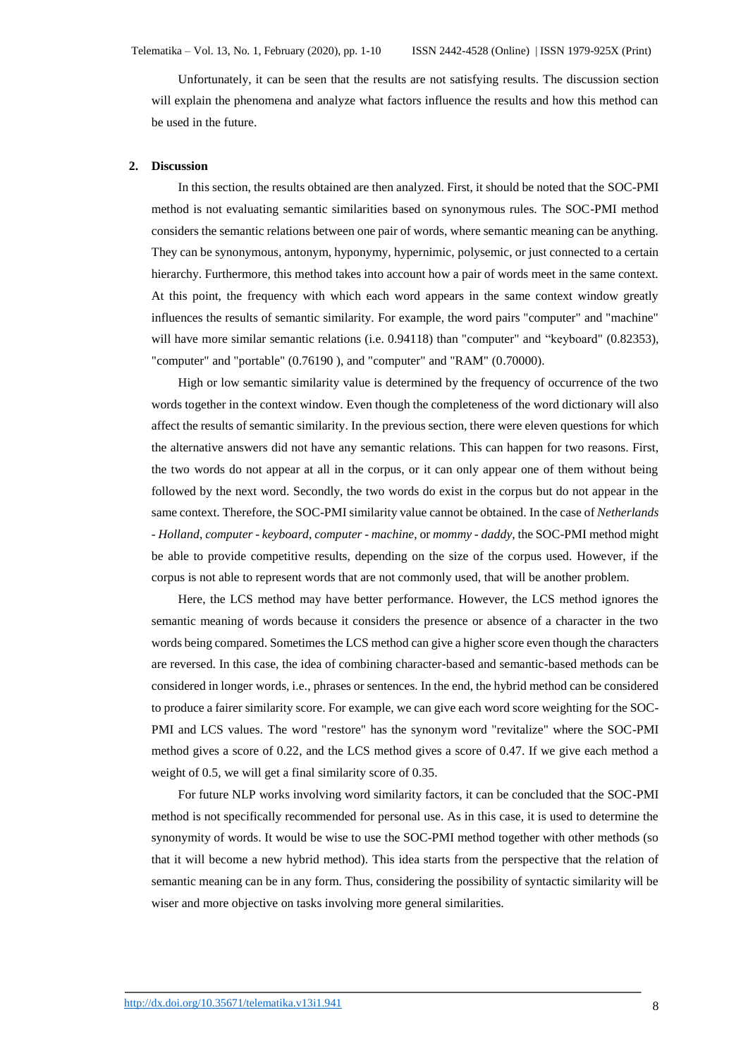Unfortunately, it can be seen that the results are not satisfying results. The discussion section will explain the phenomena and analyze what factors influence the results and how this method can be used in the future.

## 2. Discussion

In this section, the results obtained are then analyzed. First, it should be noted that the SOC-PMI method is not evaluating semantic similarities based on synonymous rules. The SOC-PMI method considers the semantic relations between one pair of words, where semantic meaning can be anything. They can be synonymous, antonym, hyponymy, hypernimic, polysemic, or just connected to a certain hierarchy. Furthermore, this method takes into account how a pair of words meet in the same context. At this point, the frequency with which each word appears in the same context window greatly influences the results of semantic similarity. For example, the word pairs "computer" and "machine" will have more similar semantic relations (i.e. 0.94118) than "computer" and "keyboard" (0.82353), "computer" and "portable" (0.76190 ), and "computer" and "RAM" (0.70000).

High or low semantic similarity value is determined by the frequency of occurrence of the two words together in the context window. Even though the completeness of the word dictionary will also affect the results of semantic similarity. In the previous section, there were eleven questions for which the alternative answers did not have any semantic relations. This can happen for two reasons. First, the two words do not appear at all in the corpus, or it can only appear one of them without being followed by the next word. Secondly, the two words do exist in the corpus but do not appear in the same context. Therefore, the SOC-PMI similarity value cannot be obtained. In the case of *Netherlands - Holland*, *computer - keyboard*, *computer - machine*, or *mommy - daddy*, the SOC-PMI method might be able to provide competitive results, depending on the size of the corpus used. However, if the corpus is not able to represent words that are not commonly used, that will be another problem.

Here, the LCS method may have better performance. However, the LCS method ignores the semantic meaning of words because it considers the presence or absence of a character in the two words being compared. Sometimes the LCS method can give a higher score even though the characters are reversed. In this case, the idea of combining character-based and semantic-based methods can be considered in longer words, i.e., phrases or sentences. In the end, the hybrid method can be considered to produce a fairer similarity score. For example, we can give each word score weighting for the SOC-PMI and LCS values. The word "restore" has the synonym word "revitalize" where the SOC-PMI method gives a score of 0.22, and the LCS method gives a score of 0.47. If we give each method a weight of 0.5, we will get a final similarity score of 0.35.

For future NLP works involving word similarity factors, it can be concluded that the SOC-PMI method is not specifically recommended for personal use. As in this case, it is used to determine the synonymity of words. It would be wise to use the SOC-PMI method together with other methods (so that it will become a new hybrid method). This idea starts from the perspective that the relation of semantic meaning can be in any form. Thus, considering the possibility of syntactic similarity will be wiser and more objective on tasks involving more general similarities.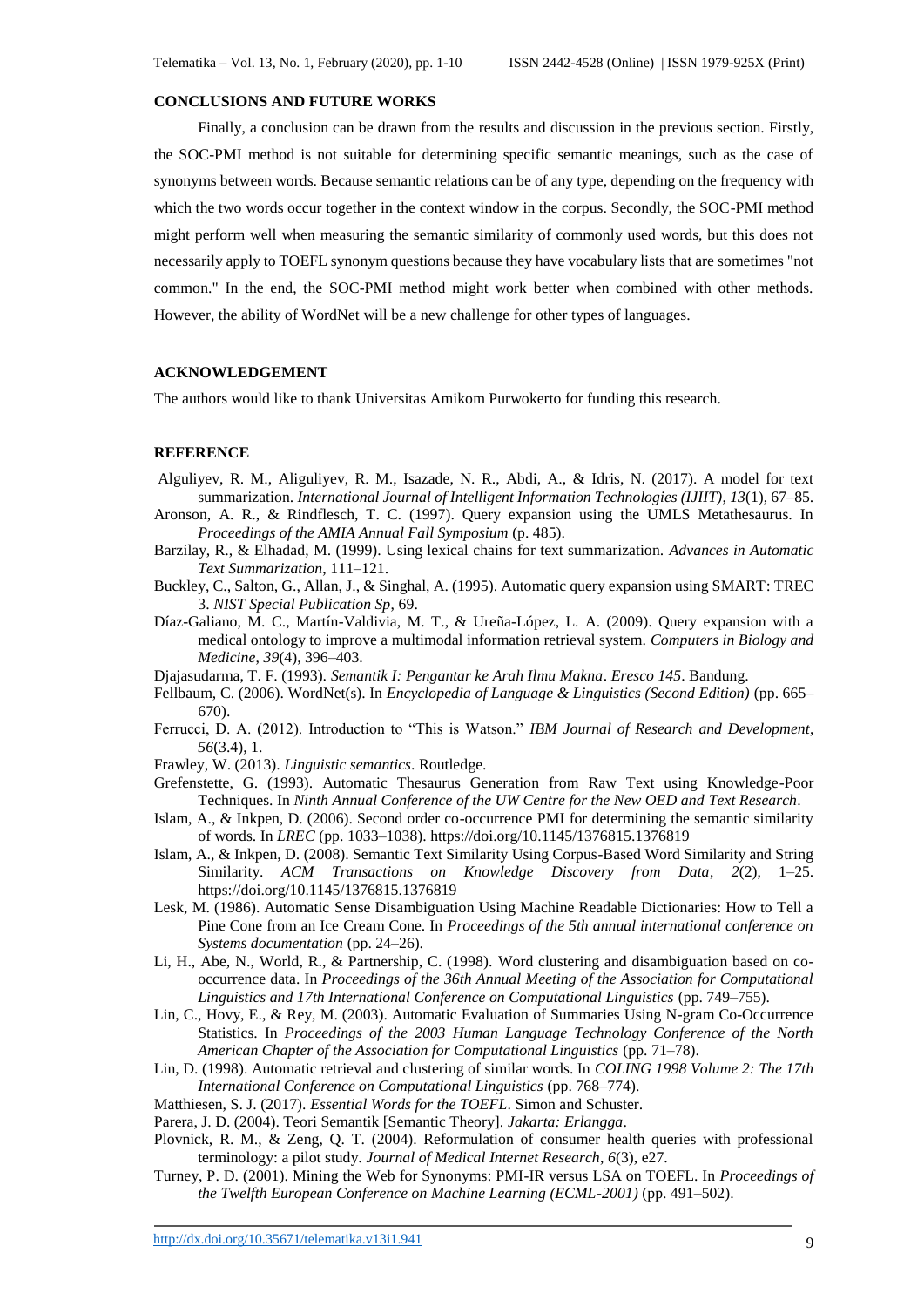## CONCLUSIONS AND FUTURE WORKS

Finally, a conclusion can be drawn from the results and discussion in the previous section. Firstly, the SOC-PMI method is not suitable for determining specific semantic meanings, such as the case of synonyms between words. Because semantic relations can be of any type, depending on the frequency with which the two words occur together in the context window in the corpus. Secondly, the SOC-PMI method might perform well when measuring the semantic similarity of commonly used words, but this does not necessarily apply to TOEFL synonym questions because they have vocabulary lists that are sometimes "not common." In the end, the SOC-PMI method might work better when combined with other methods. However, the ability of WordNet will be a new challenge for other types of languages.

## ACKNOWLEDGEMENT

The authors would like to thank Universitas Amikom Purwokerto for funding this research.

## REFERENCE

Alguliyev, R. M., Aliguliyev, R. M., Isazade, N. R., Abdi, A., & Idris, N. (2017). A model for text summarization. *International Journal of Intelligent Information Technologies (IJIIT)*, *13*(1), 67–85.

Aronson, A. R., & Rindflesch, T. C. (1997). Query expansion using the UMLS Metathesaurus. In *Proceedings of the AMIA Annual Fall Symposium* (p. 485).

Barzilay, R., & Elhadad, M. (1999). Using lexical chains for text summarization. *Advances in Automatic Text Summarization*, 111–121.

Buckley, C., Salton, G., Allan, J., & Singhal, A. (1995). Automatic query expansion using SMART: TREC 3. *NIST Special Publication Sp*, 69.

Díaz-Galiano, M. C., Martín-Valdivia, M. T., & Ureña-López, L. A. (2009). Query expansion with a medical ontology to improve a multimodal information retrieval system. *Computers in Biology and Medicine*, *39*(4), 396–403.

Djajasudarma, T. F. (1993). *Semantik I: Pengantar ke Arah Ilmu Makna*. *Eresco 145*. Bandung.

Fellbaum, C. (2006). WordNet(s). In *Encyclopedia of Language & Linguistics (Second Edition)* (pp. 665–670).

Ferrucci, D. A. (2012). Introduction to "This is Watson." *IBM Journal of Research and Development*, *56*(3.4), 1.

Frawley, W. (2013). *Linguistic semantics*. Routledge.

Grefenstette, G. (1993). Automatic Thesaurus Generation from Raw Text using Knowledge-Poor Techniques. In *Ninth Annual Conference of the UW Centre for the New OED and Text Research*.

Islam, A., & Inkpen, D. (2006). Second order co-occurrence PMI for determining the semantic similarity of words. In *LREC* (pp. 1033–1038). https://doi.org/10.1145/1376815.1376819

Islam, A., & Inkpen, D. (2008). Semantic Text Similarity Using Corpus-Based Word Similarity and String Similarity. *ACM Transactions on Knowledge Discovery from Data*, *2*(2), 1–25. https://doi.org/10.1145/1376815.1376819

Lesk, M. (1986). Automatic Sense Disambiguation Using Machine Readable Dictionaries: How to Tell a Pine Cone from an Ice Cream Cone. In *Proceedings of the 5th annual international conference on Systems documentation* (pp. 24–26).

Li, H., Abe, N., World, R., & Partnership, C. (1998). Word clustering and disambiguation based on co-occurrence data. In *Proceedings of the 36th Annual Meeting of the Association for Computational Linguistics and 17th International Conference on Computational Linguistics* (pp. 749–755).

Lin, C., Hovy, E., & Rey, M. (2003). Automatic Evaluation of Summaries Using N-gram Co-Occurrence Statistics. In *Proceedings of the 2003 Human Language Technology Conference of the North American Chapter of the Association for Computational Linguistics* (pp. 71–78).

Lin, D. (1998). Automatic retrieval and clustering of similar words. In *COLING 1998 Volume 2: The 17th International Conference on Computational Linguistics* (pp. 768–774).

Matthiesen, S. J. (2017). *Essential Words for the TOEFL*. Simon and Schuster.

Parera, J. D. (2004). Teori Semantik [Semantic Theory]. *Jakarta: Erlangga*.

Plovnick, R. M., & Zeng, Q. T. (2004). Reformulation of consumer health queries with professional terminology: a pilot study. *Journal of Medical Internet Research*, *6*(3), e27.

Turney, P. D. (2001). Mining the Web for Synonyms: PMI-IR versus LSA on TOEFL. In *Proceedings of the Twelfth European Conference on Machine Learning (ECML-2001)* (pp. 491–502).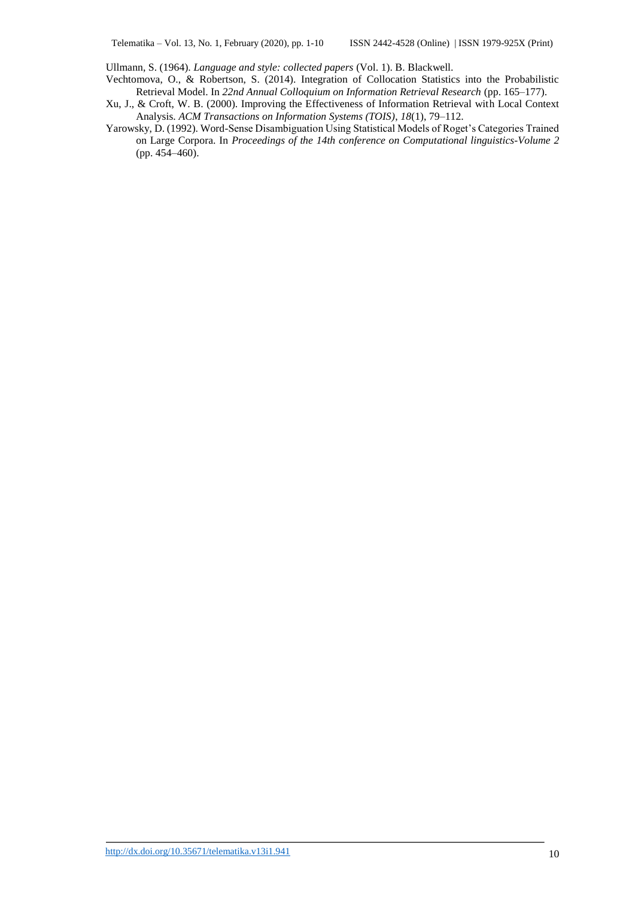Ullmann, S. (1964). *Language and style: collected papers* (Vol. 1). B. Blackwell.

Vechtomova, O., & Robertson, S. (2014). Integration of Collocation Statistics into the Probabilistic Retrieval Model. In *22nd Annual Colloquium on Information Retrieval Research* (pp. 165–177).

Xu, J., & Croft, W. B. (2000). Improving the Effectiveness of Information Retrieval with Local Context Analysis. *ACM Transactions on Information Systems (TOIS)*, *18*(1), 79–112.

Yarowsky, D. (1992). Word-Sense Disambiguation Using Statistical Models of Roget's Categories Trained on Large Corpora. In *Proceedings of the 14th conference on Computational linguistics-Volume 2* (pp. 454–460).